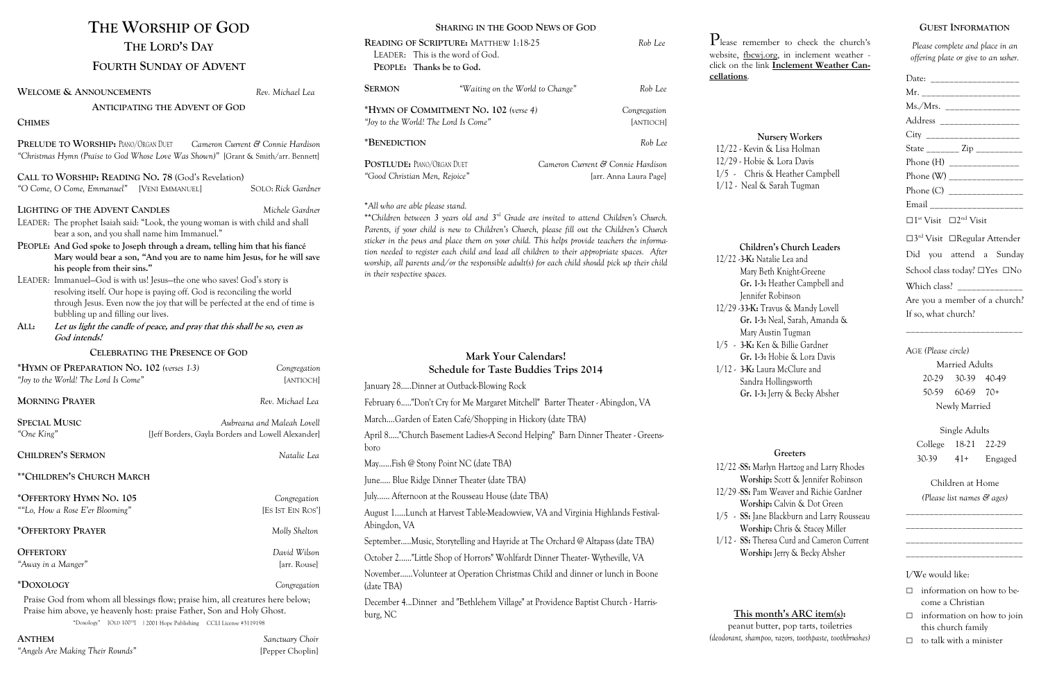# The Worship of God

## The Lord's Day

## Fourth Sunday of Advent

**Welcome & Announcements** — *Rev. Michael Lea*

### Anticipating the Advent of God

**Chimes**

**Prelude to Worship:** Piano/Organ Duet — *Cameron Current & Connie Hardison*
*"Christmas Hymn (Praise to God Whose Love Was Shown)"* [Grant & Smith/arr. Bennett]

**Call to Worship: Reading No. 78** (God's Revelation)
*"O Come, O Come, Emmanuel"* [Veni Emmanuel] — Solo: *Rick Gardner*

**Lighting of the Advent Candles** — *Michele Gardner*

LEADER: The prophet Isaiah said: "Look, the young woman is with child and shall bear a son, and you shall name him Immanuel."

**PEOPLE: And God spoke to Joseph through a dream, telling him that his fiancé Mary would bear a son, "And you are to name him Jesus, for he will save his people from their sins."**

LEADER: Immanuel—God is with us! Jesus—the one who saves! God's story is resolving itself. Our hope is paying off. God is reconciling the world through Jesus. Even now the joy that will be perfected at the end of time is bubbling up and filling our lives.

**ALL:** ***Let us light the candle of peace, and pray that this shall be so, even as God intends!***

### Celebrating the Presence of God

**\*Hymn of Preparation No. 102** *(verses 1-3)* — *Congregation*
*"Joy to the World! The Lord Is Come"* [Antioch]

**Morning Prayer** — *Rev. Michael Lea*

**Special Music** — *Aubreana and Maleah Lovell*
*"One King"* [Jeff Borders, Gayla Borders and Lowell Alexander]

**Children's Sermon** — *Natalie Lea*

**\*\*Children's Church March**

**\*Offertory Hymn No. 105** — *Congregation*
*""Lo, How a Rose E'er Blooming"* [Es Ist Ein Ros']

**\*Offertory Prayer** — *Molly Shelton*

**Offertory** — *David Wilson*
*"Away in a Manger"* [arr. Rouse]

**\*Doxology** — *Congregation*

Praise God from whom all blessings flow; praise him, all creatures here below;
Praise him above, ye heavenly host: praise Father, Son and Holy Ghost.

"Doxology" [Old 100th] | 2001 Hope Publishing CCLI License #3119198

**Anthem** — *Sanctuary Choir*
*"Angels Are Making Their Rounds"* [Pepper Choplin]

### Sharing in the Good News of God

**Reading of Scripture:** Matthew 1:18-25 — *Rob Lee*
LEADER: This is the word of God.
**PEOPLE: Thanks be to God.**

**Sermon** — *"Waiting on the World to Change"* — *Rob Lee*

**\*Hymn of Commitment No. 102** *(verse 4)* — *Congregation*
*"Joy to the World! The Lord Is Come"* [Antioch]

**\*Benediction** — *Rob Lee*

**Postlude:** Piano/Organ Duet — *Cameron Current & Connie Hardison*
*"Good Christian Men, Rejoice"* [arr. Anna Laura Page]

*\*All who are able please stand.*

*\*\*Children between 3 years old and 3rd Grade are invited to attend Children's Church. Parents, if your child is new to Children's Church, please fill out the Children's Church sticker in the pews and place them on your child. This helps provide teachers the information needed to register each child and lead all children to their appropriate spaces. After worship, all parents and/or the responsible adult(s) for each child should pick up their child in their respective spaces.*

## Mark Your Calendars!
## Schedule for Taste Buddies Trips 2014

January 28.....Dinner at Outback-Blowing Rock

February 6....."Don't Cry for Me Margaret Mitchell" Barter Theater - Abingdon, VA

March....Garden of Eaten Café/Shopping in Hickory (date TBA)

April 8....."Church Basement Ladies-A Second Helping" Barn Dinner Theater - Greensboro

May......Fish @ Stony Point NC (date TBA)

June...... Blue Ridge Dinner Theater (date TBA)

July...... Afternoon at the Rousseau House (date TBA)

August 1.....Lunch at Harvest Table-Meadowview, VA and Virginia Highlands Festival-Abingdon, VA

September.....Music, Storytelling and Hayride at The Orchard @ Altapass (date TBA)

October 2......"Little Shop of Horrors" Wohlfardt Dinner Theater- Wytheville, VA

November......Volunteer at Operation Christmas Child and dinner or lunch in Boone (date TBA)

December 4...Dinner and "Bethlehem Village" at Providence Baptist Church - Harrisburg, NC

Please remember to check the church's website, fbcwj.org, in inclement weather - click on the link **Inclement Weather Cancellations**.

### Nursery Workers

12/22 - Kevin & Lisa Holman
12/29 - Hobie & Lora Davis
1/5 - Chris & Heather Campbell
1/12 - Neal & Sarah Tugman

### Children's Church Leaders

12/22 - **3-K:** Natalie Lea and Mary Beth Knight-Greene
**Gr. 1-3:** Heather Campbell and Jennifer Robinson
12/29 - **3-K:** Travus & Mandy Lovell
**Gr. 1-3:** Neal, Sarah, Amanda & Mary Austin Tugman
1/5 - **3-K:** Ken & Billie Gardner
**Gr. 1-3:** Hobie & Lora Davis
1/12 - **3-K:** Laura McClure and Sandra Hollingsworth
**Gr. 1-3:** Jerry & Becky Absher

### Greeters

12/22 - **SS:** Marlyn Hartzog and Larry Rhodes
**Worship:** Scott & Jennifer Robinson
12/29 - **SS:** Pam Weaver and Richie Gardner
**Worship:** Calvin & Dot Green
1/5 - **SS:** Jane Blackburn and Larry Rousseau
**Worship:** Chris & Stacey Miller
1/12 - **SS:** Theresa Curd and Cameron Current
**Worship:** Jerry & Becky Absher

**This month's ARC item(s):**
peanut butter, pop tarts, toiletries
*(deodorant, shampoo, razors, toothpaste, toothbrushes)*

### Guest Information

*Please complete and place in an offering plate or give to an usher.*

Date: ____________
Mr. ____________
Ms./Mrs. ____________
Address ____________
City ____________
State ______ Zip ________
Phone (H) ____________
Phone (W) ____________
Phone (C) ____________
Email ____________

☐ 1st Visit ☐ 2nd Visit
☐ 3rd Visit ☐ Regular Attender

Did you attend a Sunday School class today? ☐ Yes ☐ No

Which class? ____________

Are you a member of a church? If so, what church?

____________

AGE *(Please circle)*

Married Adults
20-29 30-39 40-49
50-59 60-69 70+
Newly Married

Single Adults
College 18-21 22-29
30-39 41+ Engaged

Children at Home
*(Please list names & ages)*

____________
____________
____________
____________

I/We would like:

- ☐ information on how to become a Christian
- ☐ information on how to join this church family
- ☐ to talk with a minister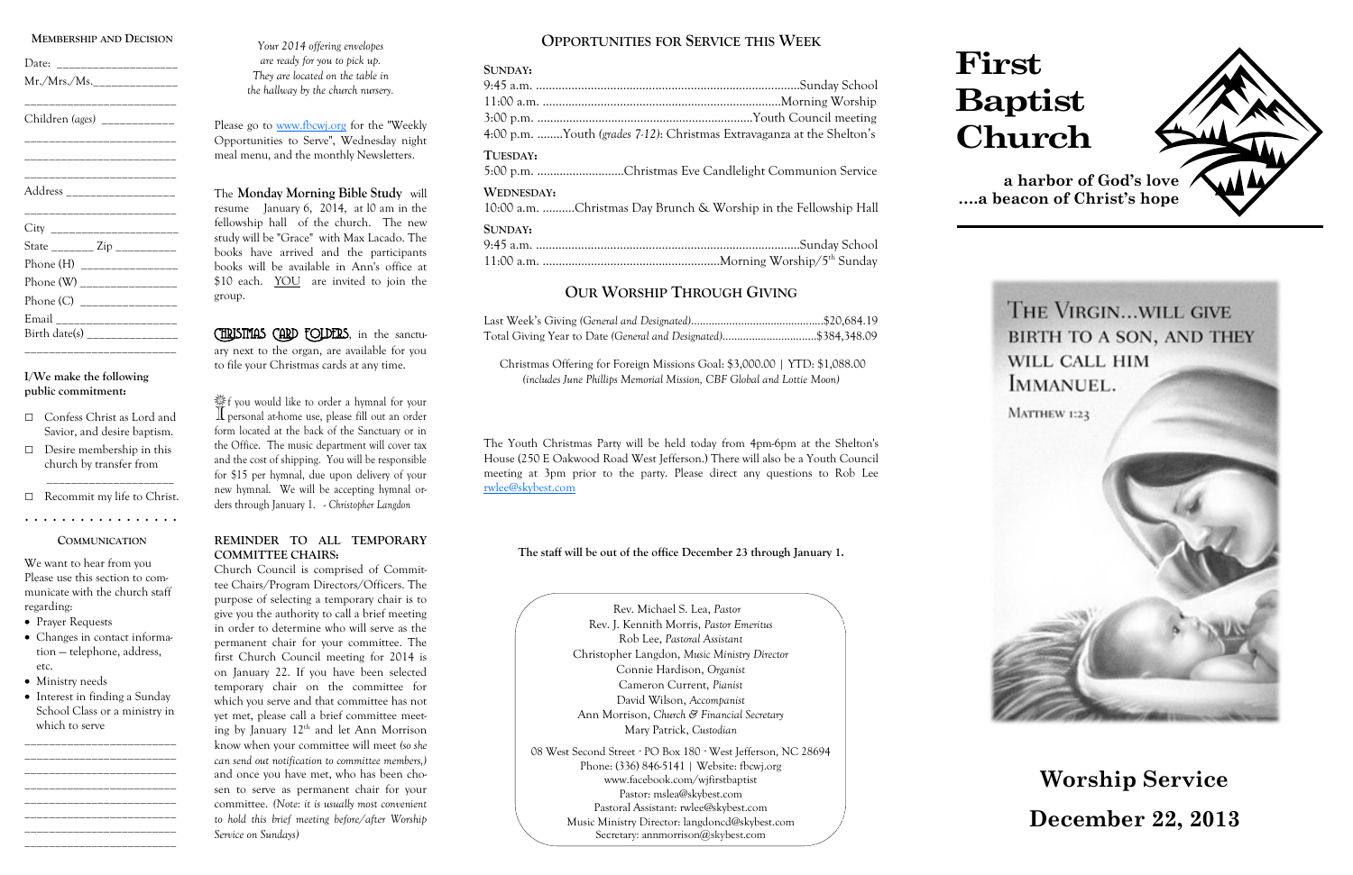## Membership and Decision

Date: ____________________

Mr./Mrs./Ms.______________

_______________________

Children *(ages)* ___________

_______________________

_______________________

_______________________

Address _________________

_______________________

City ____________________

State _______ Zip __________

Phone (H) _______________

Phone (W) _______________

Phone (C) _______________

Email ___________________

Birth date(s) ______________

_______________________

**I/We make the following public commitment:**

- ☐ Confess Christ as Lord and Savior, and desire baptism.
- ☐ Desire membership in this church by transfer from ____________________
- ☐ Recommit my life to Christ.

. . . . . . . . . . . . . . . . .

## Communication

We want to hear from you Please use this section to communicate with the church staff regarding:

- Prayer Requests
- Changes in contact information — telephone, address, etc.
- Ministry needs
- Interest in finding a Sunday School Class or a ministry in which to serve

_______________________

_______________________

_______________________

_______________________

_______________________

_______________________

_______________________

_______________________

*Your 2014 offering envelopes are ready for you to pick up. They are located on the table in the hallway by the church nursery.*

Please go to www.fbcwj.org for the "Weekly Opportunities to Serve", Wednesday night meal menu, and the monthly Newsletters.

The **Monday Morning Bible Study** will resume January 6, 2014, at 10 am in the fellowship hall of the church. The new study will be "Grace" with Max Lacado. The books have arrived and the participants books will be available in Ann's office at $10 each. YOU are invited to join the group.

**Christmas Card Folders**, in the sanctuary next to the organ, are available for you to file your Christmas cards at any time.

If you would like to order a hymnal for your personal at-home use, please fill out an order form located at the back of the Sanctuary or in the Office. The music department will cover tax and the cost of shipping. You will be responsible for $15 per hymnal, due upon delivery of your new hymnal. We will be accepting hymnal orders through January 1. *- Christopher Langdon*

**REMINDER TO ALL TEMPORARY COMMITTEE CHAIRS:**

Church Council is comprised of Committee Chairs/Program Directors/Officers. The purpose of selecting a temporary chair is to give you the authority to call a brief meeting in order to determine who will serve as the permanent chair for your committee. The first Church Council meeting for 2014 is on January 22. If you have been selected temporary chair on the committee for which you serve and that committee has not yet met, please call a brief committee meeting by January 12th and let Ann Morrison know when your committee will meet *(so she can send out notification to committee members,)* and once you have met, who has been chosen to serve as permanent chair for your committee. *(Note: it is usually most convenient to hold this brief meeting before/after Worship Service on Sundays)*

## Opportunities for Service this Week

**Sunday:**
9:45 a.m. ........ Sunday School
11:00 a.m. ........ Morning Worship
3:00 p.m. ........ Youth Council meeting
4:00 p.m. ........ Youth *(grades 7-12)*: Christmas Extravaganza at the Shelton's

**Tuesday:**
5:00 p.m. ........ Christmas Eve Candlelight Communion Service

**Wednesday:**
10:00 a.m. ........ Christmas Day Brunch & Worship in the Fellowship Hall

**Sunday:**
9:45 a.m. ........ Sunday School
11:00 a.m. ........ Morning Worship/5th Sunday

## Our Worship Through Giving

Last Week's Giving *(General and Designated)*........ $20,684.19
Total Giving Year to Date *(General and Designated)*........ $384,348.09

Christmas Offering for Foreign Missions Goal: $3,000.00 | YTD: $1,088.00
*(includes June Phillips Memorial Mission, CBF Global and Lottie Moon)*

The Youth Christmas Party will be held today from 4pm-6pm at the Shelton's House (250 E Oakwood Road West Jefferson.) There will also be a Youth Council meeting at 3pm prior to the party. Please direct any questions to Rob Lee rwlee@skybest.com

**The staff will be out of the office December 23 through January 1.**

Rev. Michael S. Lea, *Pastor*
Rev. J. Kennith Morris, *Pastor Emeritus*
Rob Lee, *Pastoral Assistant*
Christopher Langdon, *Music Ministry Director*
Connie Hardison, *Organist*
Cameron Current, *Pianist*
David Wilson, *Accompanist*
Ann Morrison, *Church & Financial Secretary*
Mary Patrick, *Custodian*

08 West Second Street · PO Box 180 · West Jefferson, NC 28694
Phone: (336) 846-5141 | Website: fbcwj.org
www.facebook.com/wjfirstbaptist
Pastor: mslea@skybest.com
Pastoral Assistant: rwlee@skybest.com
Music Ministry Director: langdoncd@skybest.com
Secretary: annmorrison@skybest.com

# First Baptist Church

**a harbor of God's love ....a beacon of Christ's hope**

THE VIRGIN...WILL GIVE BIRTH TO A SON, AND THEY WILL CALL HIM IMMANUEL.

MATTHEW 1:23

# Worship Service

# December 22, 2013